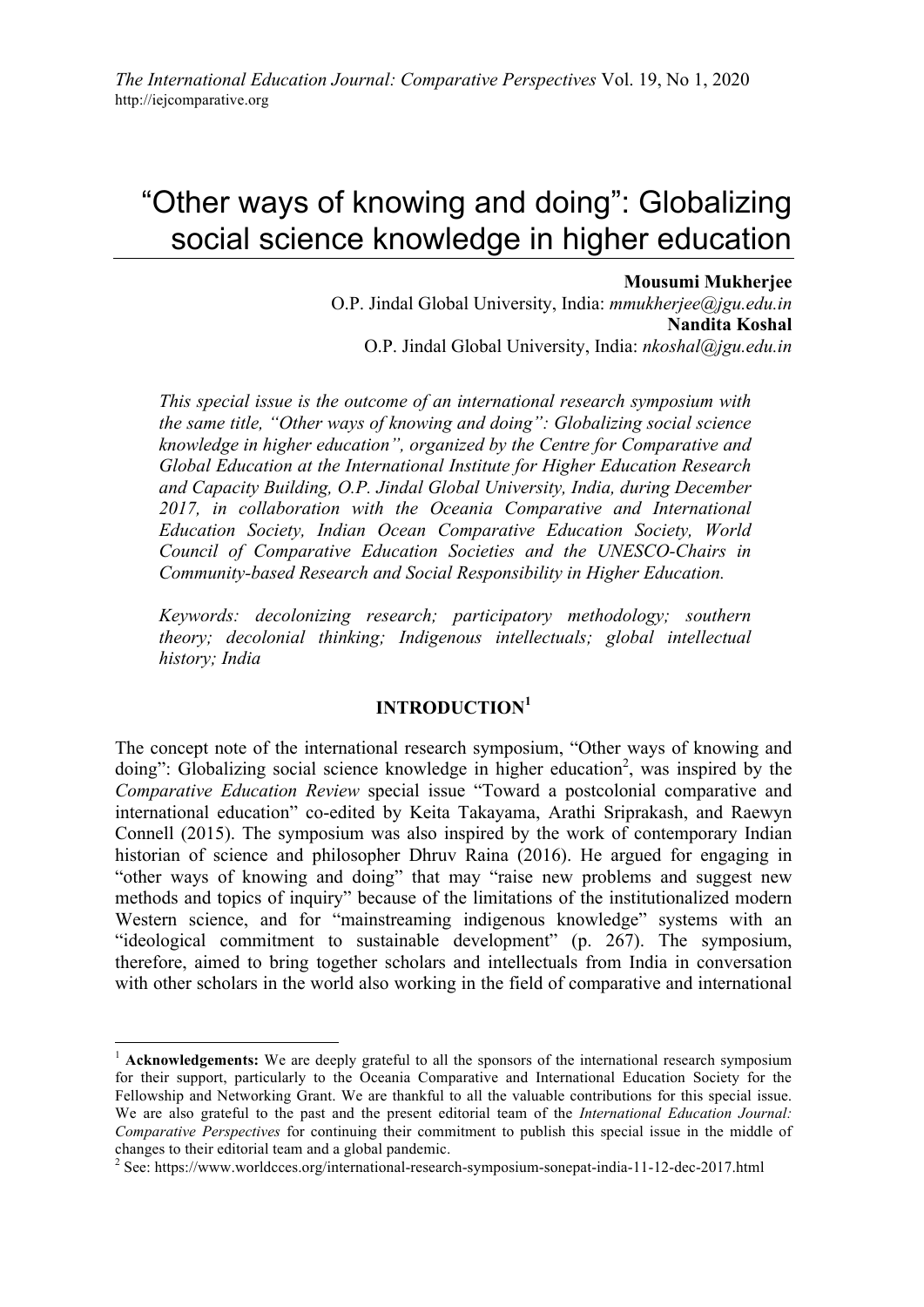# "Other ways of knowing and doing": Globalizing social science knowledge in higher education

**Mousumi Mukherjee**
O.P. Jindal Global University, India: *mmukherjee@jgu.edu.in*
**Nandita Koshal**
O.P. Jindal Global University, India: *nkoshal@jgu.edu.in*

*This special issue is the outcome of an international research symposium with the same title, "Other ways of knowing and doing": Globalizing social science knowledge in higher education", organized by the Centre for Comparative and Global Education at the International Institute for Higher Education Research and Capacity Building, O.P. Jindal Global University, India, during December 2017, in collaboration with the Oceania Comparative and International Education Society, Indian Ocean Comparative Education Society, World Council of Comparative Education Societies and the UNESCO-Chairs in Community-based Research and Social Responsibility in Higher Education.*

*Keywords: decolonizing research; participatory methodology; southern theory; decolonial thinking; Indigenous intellectuals; global intellectual history; India*

## INTRODUCTION[1]

The concept note of the international research symposium, "Other ways of knowing and doing": Globalizing social science knowledge in higher education[2], was inspired by the *Comparative Education Review* special issue "Toward a postcolonial comparative and international education" co-edited by Keita Takayama, Arathi Sriprakash, and Raewyn Connell (2015). The symposium was also inspired by the work of contemporary Indian historian of science and philosopher Dhruv Raina (2016). He argued for engaging in "other ways of knowing and doing" that may "raise new problems and suggest new methods and topics of inquiry" because of the limitations of the institutionalized modern Western science, and for "mainstreaming indigenous knowledge" systems with an "ideological commitment to sustainable development" (p. 267). The symposium, therefore, aimed to bring together scholars and intellectuals from India in conversation with other scholars in the world also working in the field of comparative and international

---

[1] **Acknowledgements:** We are deeply grateful to all the sponsors of the international research symposium for their support, particularly to the Oceania Comparative and International Education Society for the Fellowship and Networking Grant. We are thankful to all the valuable contributions for this special issue. We are also grateful to the past and the present editorial team of the *International Education Journal: Comparative Perspectives* for continuing their commitment to publish this special issue in the middle of changes to their editorial team and a global pandemic.

[2] See: https://www.worldcces.org/international-research-symposium-sonepat-india-11-12-dec-2017.html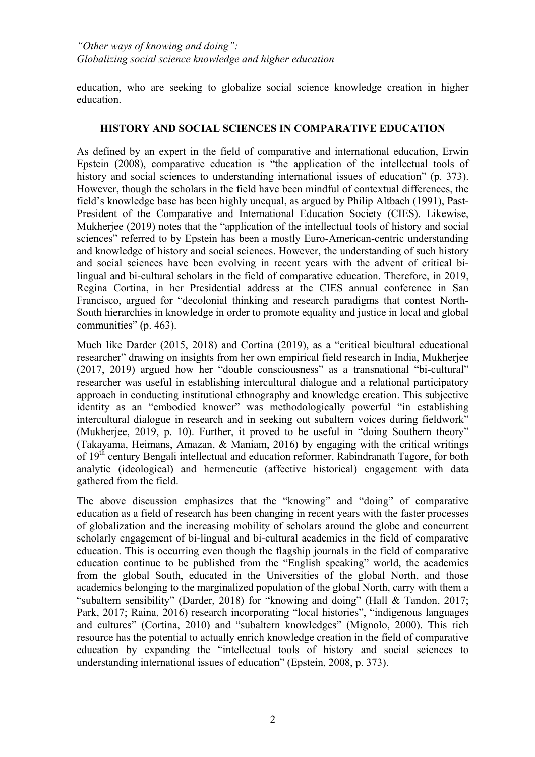education, who are seeking to globalize social science knowledge creation in higher education.

## HISTORY AND SOCIAL SCIENCES IN COMPARATIVE EDUCATION

As defined by an expert in the field of comparative and international education, Erwin Epstein (2008), comparative education is "the application of the intellectual tools of history and social sciences to understanding international issues of education" (p. 373). However, though the scholars in the field have been mindful of contextual differences, the field's knowledge base has been highly unequal, as argued by Philip Altbach (1991), Past-President of the Comparative and International Education Society (CIES). Likewise, Mukherjee (2019) notes that the "application of the intellectual tools of history and social sciences" referred to by Epstein has been a mostly Euro-American-centric understanding and knowledge of history and social sciences. However, the understanding of such history and social sciences have been evolving in recent years with the advent of critical bi-lingual and bi-cultural scholars in the field of comparative education. Therefore, in 2019, Regina Cortina, in her Presidential address at the CIES annual conference in San Francisco, argued for "decolonial thinking and research paradigms that contest North-South hierarchies in knowledge in order to promote equality and justice in local and global communities" (p. 463).

Much like Darder (2015, 2018) and Cortina (2019), as a "critical bicultural educational researcher" drawing on insights from her own empirical field research in India, Mukherjee (2017, 2019) argued how her "double consciousness" as a transnational "bi-cultural" researcher was useful in establishing intercultural dialogue and a relational participatory approach in conducting institutional ethnography and knowledge creation. This subjective identity as an "embodied knower" was methodologically powerful "in establishing intercultural dialogue in research and in seeking out subaltern voices during fieldwork" (Mukherjee, 2019, p. 10). Further, it proved to be useful in "doing Southern theory" (Takayama, Heimans, Amazan, & Maniam, 2016) by engaging with the critical writings of 19th century Bengali intellectual and education reformer, Rabindranath Tagore, for both analytic (ideological) and hermeneutic (affective historical) engagement with data gathered from the field.

The above discussion emphasizes that the "knowing" and "doing" of comparative education as a field of research has been changing in recent years with the faster processes of globalization and the increasing mobility of scholars around the globe and concurrent scholarly engagement of bi-lingual and bi-cultural academics in the field of comparative education. This is occurring even though the flagship journals in the field of comparative education continue to be published from the "English speaking" world, the academics from the global South, educated in the Universities of the global North, and those academics belonging to the marginalized population of the global North, carry with them a "subaltern sensibility" (Darder, 2018) for "knowing and doing" (Hall & Tandon, 2017; Park, 2017; Raina, 2016) research incorporating "local histories", "indigenous languages and cultures" (Cortina, 2010) and "subaltern knowledges" (Mignolo, 2000). This rich resource has the potential to actually enrich knowledge creation in the field of comparative education by expanding the "intellectual tools of history and social sciences to understanding international issues of education" (Epstein, 2008, p. 373).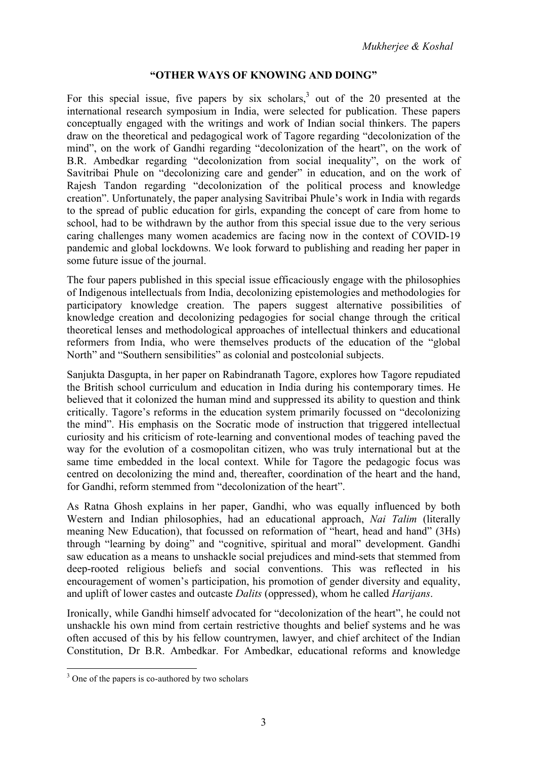## "OTHER WAYS OF KNOWING AND DOING"

For this special issue, five papers by six scholars,[3] out of the 20 presented at the international research symposium in India, were selected for publication. These papers conceptually engaged with the writings and work of Indian social thinkers. The papers draw on the theoretical and pedagogical work of Tagore regarding "decolonization of the mind", on the work of Gandhi regarding "decolonization of the heart", on the work of B.R. Ambedkar regarding "decolonization from social inequality", on the work of Savitribai Phule on "decolonizing care and gender" in education, and on the work of Rajesh Tandon regarding "decolonization of the political process and knowledge creation". Unfortunately, the paper analysing Savitribai Phule's work in India with regards to the spread of public education for girls, expanding the concept of care from home to school, had to be withdrawn by the author from this special issue due to the very serious caring challenges many women academics are facing now in the context of COVID-19 pandemic and global lockdowns. We look forward to publishing and reading her paper in some future issue of the journal.

The four papers published in this special issue efficaciously engage with the philosophies of Indigenous intellectuals from India, decolonizing epistemologies and methodologies for participatory knowledge creation. The papers suggest alternative possibilities of knowledge creation and decolonizing pedagogies for social change through the critical theoretical lenses and methodological approaches of intellectual thinkers and educational reformers from India, who were themselves products of the education of the "global North" and "Southern sensibilities" as colonial and postcolonial subjects.

Sanjukta Dasgupta, in her paper on Rabindranath Tagore, explores how Tagore repudiated the British school curriculum and education in India during his contemporary times. He believed that it colonized the human mind and suppressed its ability to question and think critically. Tagore's reforms in the education system primarily focussed on "decolonizing the mind". His emphasis on the Socratic mode of instruction that triggered intellectual curiosity and his criticism of rote-learning and conventional modes of teaching paved the way for the evolution of a cosmopolitan citizen, who was truly international but at the same time embedded in the local context. While for Tagore the pedagogic focus was centred on decolonizing the mind and, thereafter, coordination of the heart and the hand, for Gandhi, reform stemmed from "decolonization of the heart".

As Ratna Ghosh explains in her paper, Gandhi, who was equally influenced by both Western and Indian philosophies, had an educational approach, *Nai Talim* (literally meaning New Education), that focussed on reformation of "heart, head and hand" (3Hs) through "learning by doing" and "cognitive, spiritual and moral" development. Gandhi saw education as a means to unshackle social prejudices and mind-sets that stemmed from deep-rooted religious beliefs and social conventions. This was reflected in his encouragement of women's participation, his promotion of gender diversity and equality, and uplift of lower castes and outcaste *Dalits* (oppressed), whom he called *Harijans*.

Ironically, while Gandhi himself advocated for "decolonization of the heart", he could not unshackle his own mind from certain restrictive thoughts and belief systems and he was often accused of this by his fellow countrymen, lawyer, and chief architect of the Indian Constitution, Dr B.R. Ambedkar. For Ambedkar, educational reforms and knowledge

[3] One of the papers is co-authored by two scholars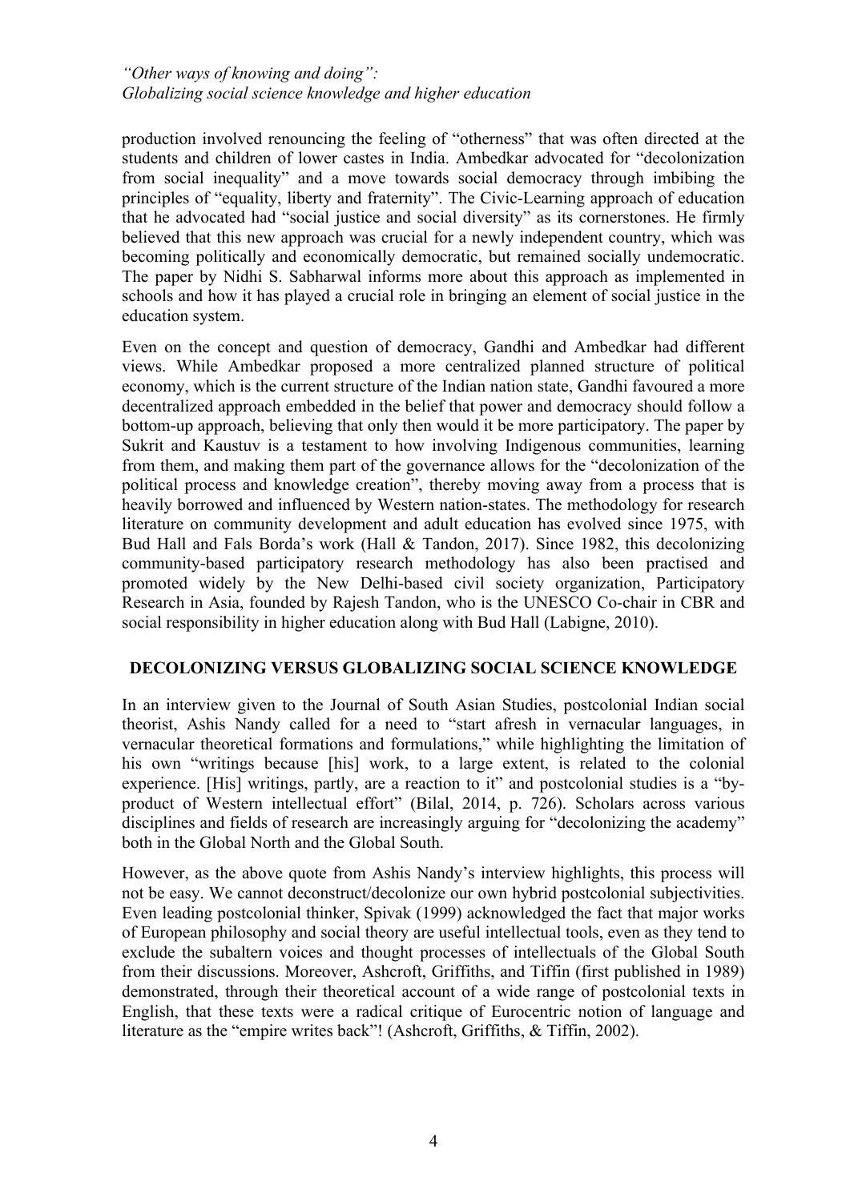production involved renouncing the feeling of "otherness" that was often directed at the students and children of lower castes in India. Ambedkar advocated for "decolonization from social inequality" and a move towards social democracy through imbibing the principles of "equality, liberty and fraternity". The Civic-Learning approach of education that he advocated had "social justice and social diversity" as its cornerstones. He firmly believed that this new approach was crucial for a newly independent country, which was becoming politically and economically democratic, but remained socially undemocratic. The paper by Nidhi S. Sabharwal informs more about this approach as implemented in schools and how it has played a crucial role in bringing an element of social justice in the education system.

Even on the concept and question of democracy, Gandhi and Ambedkar had different views. While Ambedkar proposed a more centralized planned structure of political economy, which is the current structure of the Indian nation state, Gandhi favoured a more decentralized approach embedded in the belief that power and democracy should follow a bottom-up approach, believing that only then would it be more participatory. The paper by Sukrit and Kaustuv is a testament to how involving Indigenous communities, learning from them, and making them part of the governance allows for the "decolonization of the political process and knowledge creation", thereby moving away from a process that is heavily borrowed and influenced by Western nation-states. The methodology for research literature on community development and adult education has evolved since 1975, with Bud Hall and Fals Borda's work (Hall & Tandon, 2017). Since 1982, this decolonizing community-based participatory research methodology has also been practised and promoted widely by the New Delhi-based civil society organization, Participatory Research in Asia, founded by Rajesh Tandon, who is the UNESCO Co-chair in CBR and social responsibility in higher education along with Bud Hall (Labigne, 2010).

## DECOLONIZING VERSUS GLOBALIZING SOCIAL SCIENCE KNOWLEDGE

In an interview given to the Journal of South Asian Studies, postcolonial Indian social theorist, Ashis Nandy called for a need to "start afresh in vernacular languages, in vernacular theoretical formations and formulations," while highlighting the limitation of his own "writings because [his] work, to a large extent, is related to the colonial experience. [His] writings, partly, are a reaction to it" and postcolonial studies is a "by-product of Western intellectual effort" (Bilal, 2014, p. 726). Scholars across various disciplines and fields of research are increasingly arguing for "decolonizing the academy" both in the Global North and the Global South.

However, as the above quote from Ashis Nandy's interview highlights, this process will not be easy. We cannot deconstruct/decolonize our own hybrid postcolonial subjectivities. Even leading postcolonial thinker, Spivak (1999) acknowledged the fact that major works of European philosophy and social theory are useful intellectual tools, even as they tend to exclude the subaltern voices and thought processes of intellectuals of the Global South from their discussions. Moreover, Ashcroft, Griffiths, and Tiffin (first published in 1989) demonstrated, through their theoretical account of a wide range of postcolonial texts in English, that these texts were a radical critique of Eurocentric notion of language and literature as the "empire writes back"! (Ashcroft, Griffiths, & Tiffin, 2002).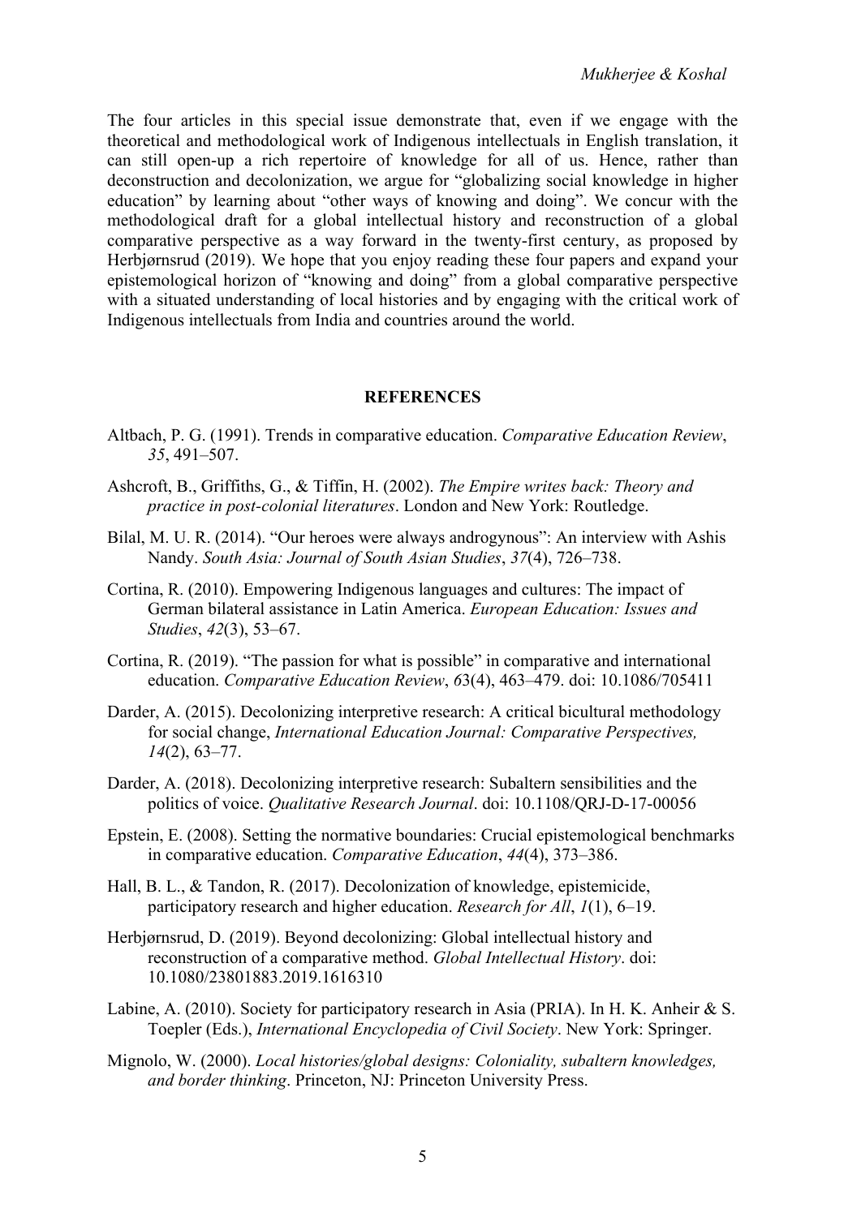The four articles in this special issue demonstrate that, even if we engage with the theoretical and methodological work of Indigenous intellectuals in English translation, it can still open-up a rich repertoire of knowledge for all of us. Hence, rather than deconstruction and decolonization, we argue for "globalizing social knowledge in higher education" by learning about "other ways of knowing and doing". We concur with the methodological draft for a global intellectual history and reconstruction of a global comparative perspective as a way forward in the twenty-first century, as proposed by Herbjørnsrud (2019). We hope that you enjoy reading these four papers and expand your epistemological horizon of "knowing and doing" from a global comparative perspective with a situated understanding of local histories and by engaging with the critical work of Indigenous intellectuals from India and countries around the world.

## REFERENCES

Altbach, P. G. (1991). Trends in comparative education. *Comparative Education Review*, *35*, 491–507.

Ashcroft, B., Griffiths, G., & Tiffin, H. (2002). *The Empire writes back: Theory and practice in post-colonial literatures*. London and New York: Routledge.

Bilal, M. U. R. (2014). "Our heroes were always androgynous": An interview with Ashis Nandy. *South Asia: Journal of South Asian Studies*, *37*(4), 726–738.

Cortina, R. (2010). Empowering Indigenous languages and cultures: The impact of German bilateral assistance in Latin America. *European Education: Issues and Studies*, *42*(3), 53–67.

Cortina, R. (2019). "The passion for what is possible" in comparative and international education. *Comparative Education Review*, *63*(4), 463–479. doi: 10.1086/705411

Darder, A. (2015). Decolonizing interpretive research: A critical bicultural methodology for social change, *International Education Journal: Comparative Perspectives, 14*(2), 63–77.

Darder, A. (2018). Decolonizing interpretive research: Subaltern sensibilities and the politics of voice. *Qualitative Research Journal*. doi: 10.1108/QRJ-D-17-00056

Epstein, E. (2008). Setting the normative boundaries: Crucial epistemological benchmarks in comparative education. *Comparative Education*, *44*(4), 373–386.

Hall, B. L., & Tandon, R. (2017). Decolonization of knowledge, epistemicide, participatory research and higher education. *Research for All*, *1*(1), 6–19.

Herbjørnsrud, D. (2019). Beyond decolonizing: Global intellectual history and reconstruction of a comparative method. *Global Intellectual History*. doi: 10.1080/23801883.2019.1616310

Labine, A. (2010). Society for participatory research in Asia (PRIA). In H. K. Anheir & S. Toepler (Eds.), *International Encyclopedia of Civil Society*. New York: Springer.

Mignolo, W. (2000). *Local histories/global designs: Coloniality, subaltern knowledges, and border thinking*. Princeton, NJ: Princeton University Press.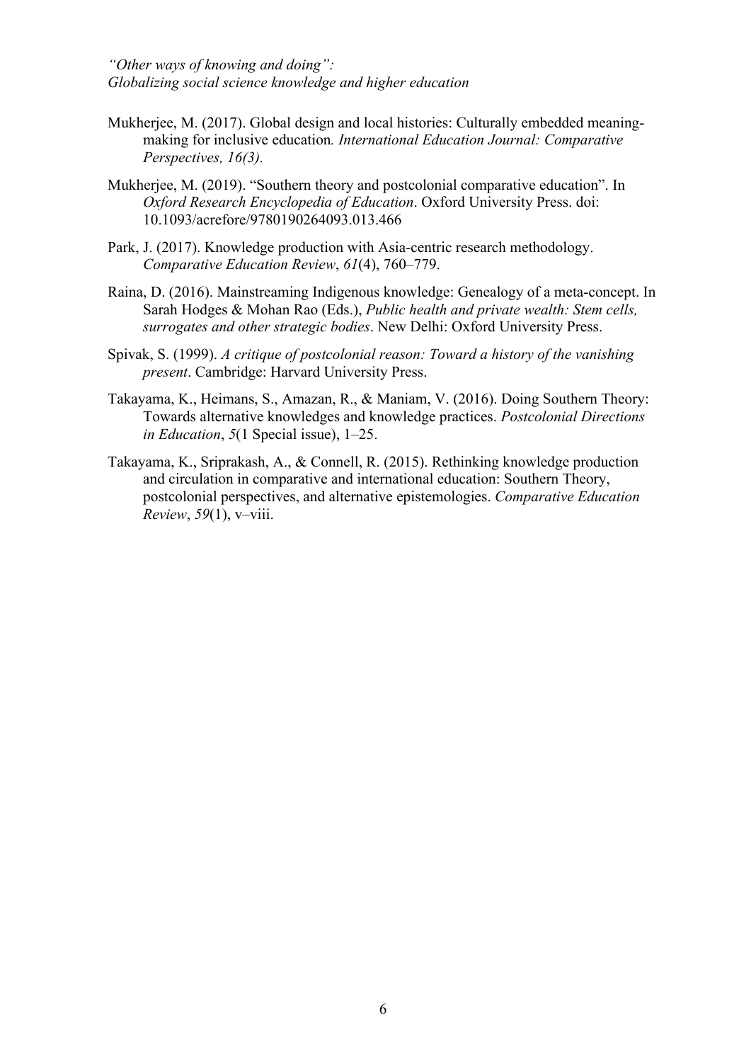Mukherjee, M. (2017). Global design and local histories: Culturally embedded meaning-making for inclusive education*. International Education Journal: Comparative Perspectives, 16(3).*

Mukherjee, M. (2019). "Southern theory and postcolonial comparative education". In *Oxford Research Encyclopedia of Education*. Oxford University Press. doi: 10.1093/acrefore/9780190264093.013.466

Park, J. (2017). Knowledge production with Asia-centric research methodology. *Comparative Education Review*, *61*(4), 760–779.

Raina, D. (2016). Mainstreaming Indigenous knowledge: Genealogy of a meta-concept. In Sarah Hodges & Mohan Rao (Eds.), *Public health and private wealth: Stem cells, surrogates and other strategic bodies*. New Delhi: Oxford University Press.

Spivak, S. (1999). *A critique of postcolonial reason: Toward a history of the vanishing present*. Cambridge: Harvard University Press.

Takayama, K., Heimans, S., Amazan, R., & Maniam, V. (2016). Doing Southern Theory: Towards alternative knowledges and knowledge practices. *Postcolonial Directions in Education*, *5*(1 Special issue), 1–25.

Takayama, K., Sriprakash, A., & Connell, R. (2015). Rethinking knowledge production and circulation in comparative and international education: Southern Theory, postcolonial perspectives, and alternative epistemologies. *Comparative Education Review*, *59*(1), v–viii.